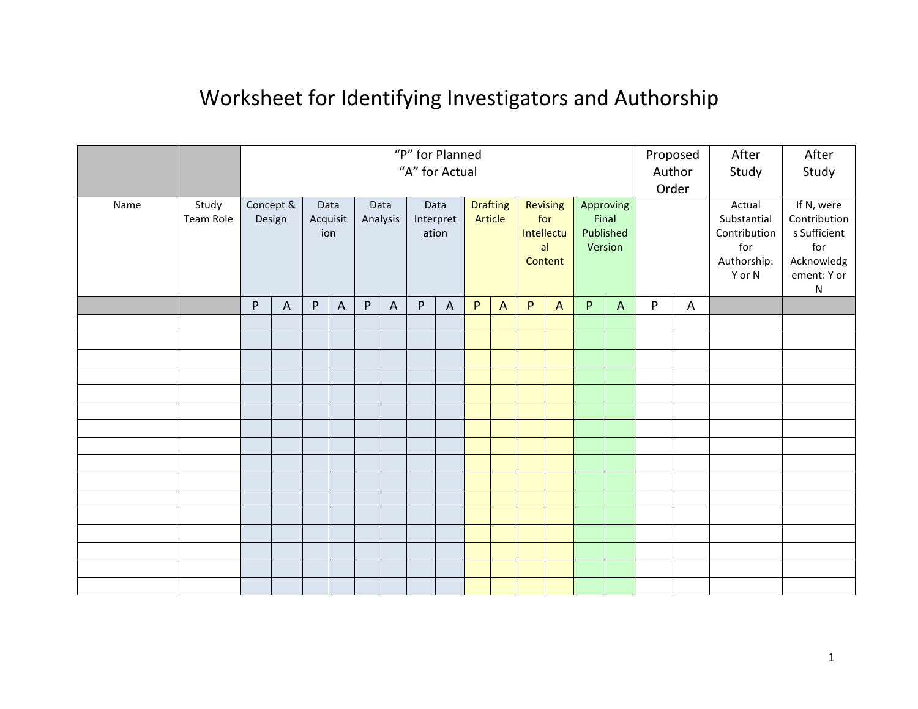# Worksheet for Identifying Investigators and Authorship

| | | "P" for Planned "A" for Actual | | | | | | | | | | | | | | Proposed Author Order | | After Study | After Study |
|---|---|---|---|---|---|---|---|---|---|---|---|---|---|---|---|---|---|---|---|
| Name | Study Team Role | Concept & Design | | Data Acquisition | | Data Analysis | | Data Interpretation | | Drafting Article | | Revising for Intellectual Content | | Approving Final Published Version | | | | Actual Substantial Contribution for Authorship: Y or N | If N, were Contributions Sufficient for Acknowledgement: Y or N |
| | | P | A | P | A | P | A | P | A | P | A | P | A | P | A | P | A | | |
| | | | | | | | | | | | | | | | | | | | |
| | | | | | | | | | | | | | | | | | | | |
| | | | | | | | | | | | | | | | | | | | |
| | | | | | | | | | | | | | | | | | | | |
| | | | | | | | | | | | | | | | | | | | |
| | | | | | | | | | | | | | | | | | | | |
| | | | | | | | | | | | | | | | | | | | |
| | | | | | | | | | | | | | | | | | | | |
| | | | | | | | | | | | | | | | | | | | |
| | | | | | | | | | | | | | | | | | | | |
| | | | | | | | | | | | | | | | | | | | |
| | | | | | | | | | | | | | | | | | | | |
| | | | | | | | | | | | | | | | | | | | |
| | | | | | | | | | | | | | | | | | | | |
| | | | | | | | | | | | | | | | | | | | |
| | | | | | | | | | | | | | | | | | | | |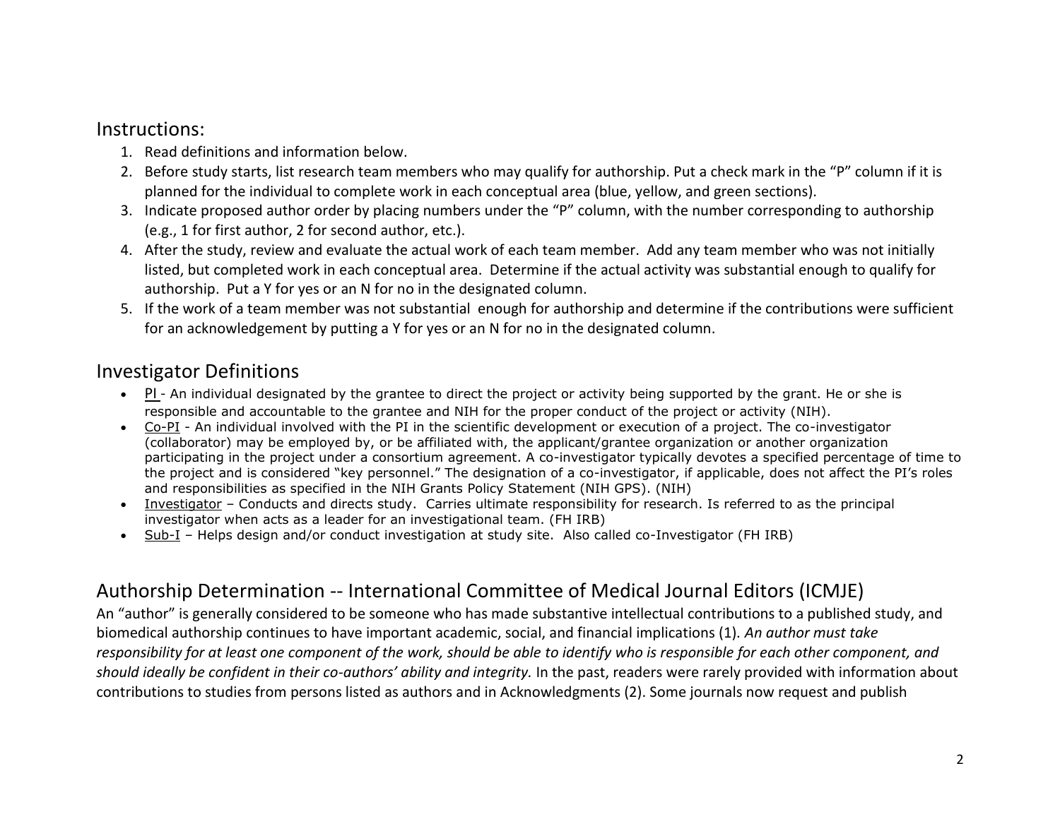## Instructions:

1. Read definitions and information below.
2. Before study starts, list research team members who may qualify for authorship. Put a check mark in the "P" column if it is planned for the individual to complete work in each conceptual area (blue, yellow, and green sections).
3. Indicate proposed author order by placing numbers under the "P" column, with the number corresponding to authorship (e.g., 1 for first author, 2 for second author, etc.).
4. After the study, review and evaluate the actual work of each team member. Add any team member who was not initially listed, but completed work in each conceptual area. Determine if the actual activity was substantial enough to qualify for authorship. Put a Y for yes or an N for no in the designated column.
5. If the work of a team member was not substantial enough for authorship and determine if the contributions were sufficient for an acknowledgement by putting a Y for yes or an N for no in the designated column.

## Investigator Definitions

- PI - An individual designated by the grantee to direct the project or activity being supported by the grant. He or she is responsible and accountable to the grantee and NIH for the proper conduct of the project or activity (NIH).
- Co-PI - An individual involved with the PI in the scientific development or execution of a project. The co-investigator (collaborator) may be employed by, or be affiliated with, the applicant/grantee organization or another organization participating in the project under a consortium agreement. A co-investigator typically devotes a specified percentage of time to the project and is considered "key personnel." The designation of a co-investigator, if applicable, does not affect the PI's roles and responsibilities as specified in the NIH Grants Policy Statement (NIH GPS). (NIH)
- Investigator – Conducts and directs study. Carries ultimate responsibility for research. Is referred to as the principal investigator when acts as a leader for an investigational team. (FH IRB)
- Sub-I – Helps design and/or conduct investigation at study site. Also called co-Investigator (FH IRB)

## Authorship Determination -- International Committee of Medical Journal Editors (ICMJE)

An "author" is generally considered to be someone who has made substantive intellectual contributions to a published study, and biomedical authorship continues to have important academic, social, and financial implications (1). *An author must take responsibility for at least one component of the work, should be able to identify who is responsible for each other component, and should ideally be confident in their co-authors' ability and integrity.* In the past, readers were rarely provided with information about contributions to studies from persons listed as authors and in Acknowledgments (2). Some journals now request and publish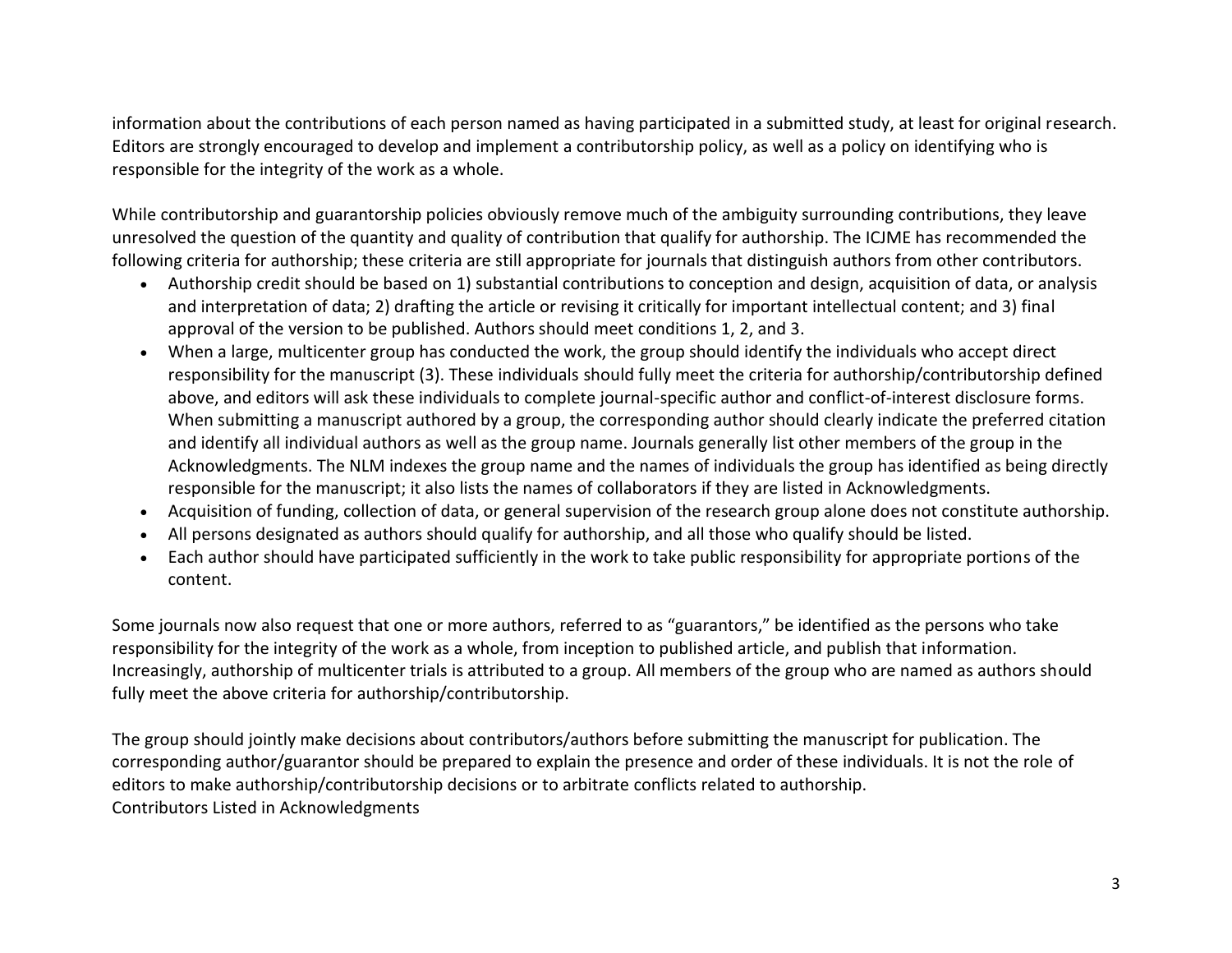information about the contributions of each person named as having participated in a submitted study, at least for original research. Editors are strongly encouraged to develop and implement a contributorship policy, as well as a policy on identifying who is responsible for the integrity of the work as a whole.

While contributorship and guarantorship policies obviously remove much of the ambiguity surrounding contributions, they leave unresolved the question of the quantity and quality of contribution that qualify for authorship. The ICJME has recommended the following criteria for authorship; these criteria are still appropriate for journals that distinguish authors from other contributors.

- Authorship credit should be based on 1) substantial contributions to conception and design, acquisition of data, or analysis and interpretation of data; 2) drafting the article or revising it critically for important intellectual content; and 3) final approval of the version to be published. Authors should meet conditions 1, 2, and 3.
- When a large, multicenter group has conducted the work, the group should identify the individuals who accept direct responsibility for the manuscript (3). These individuals should fully meet the criteria for authorship/contributorship defined above, and editors will ask these individuals to complete journal-specific author and conflict-of-interest disclosure forms. When submitting a manuscript authored by a group, the corresponding author should clearly indicate the preferred citation and identify all individual authors as well as the group name. Journals generally list other members of the group in the Acknowledgments. The NLM indexes the group name and the names of individuals the group has identified as being directly responsible for the manuscript; it also lists the names of collaborators if they are listed in Acknowledgments.
- Acquisition of funding, collection of data, or general supervision of the research group alone does not constitute authorship.
- All persons designated as authors should qualify for authorship, and all those who qualify should be listed.
- Each author should have participated sufficiently in the work to take public responsibility for appropriate portions of the content.

Some journals now also request that one or more authors, referred to as "guarantors," be identified as the persons who take responsibility for the integrity of the work as a whole, from inception to published article, and publish that information. Increasingly, authorship of multicenter trials is attributed to a group. All members of the group who are named as authors should fully meet the above criteria for authorship/contributorship.

The group should jointly make decisions about contributors/authors before submitting the manuscript for publication. The corresponding author/guarantor should be prepared to explain the presence and order of these individuals. It is not the role of editors to make authorship/contributorship decisions or to arbitrate conflicts related to authorship.

Contributors Listed in Acknowledgments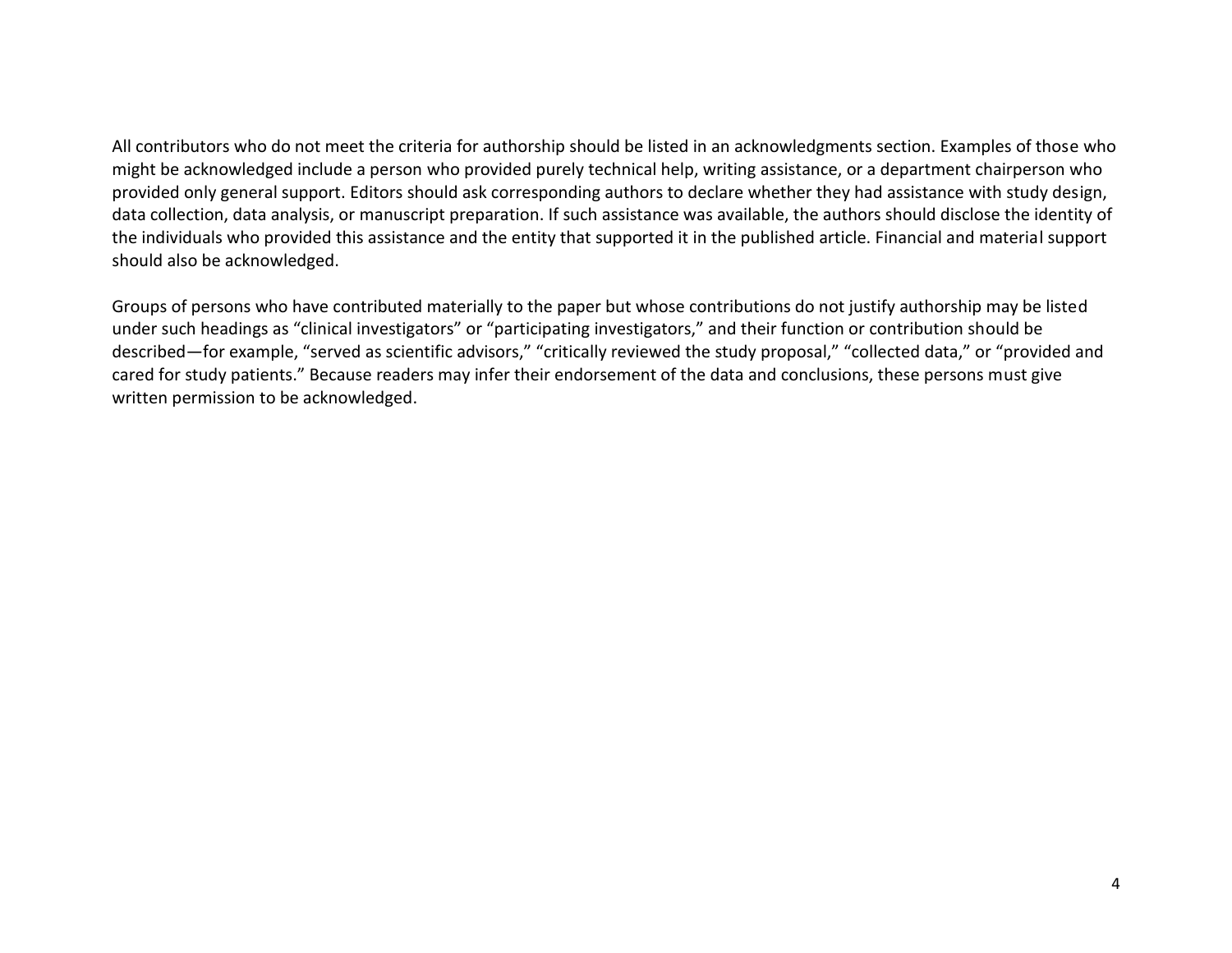All contributors who do not meet the criteria for authorship should be listed in an acknowledgments section. Examples of those who might be acknowledged include a person who provided purely technical help, writing assistance, or a department chairperson who provided only general support. Editors should ask corresponding authors to declare whether they had assistance with study design, data collection, data analysis, or manuscript preparation. If such assistance was available, the authors should disclose the identity of the individuals who provided this assistance and the entity that supported it in the published article. Financial and material support should also be acknowledged.

Groups of persons who have contributed materially to the paper but whose contributions do not justify authorship may be listed under such headings as “clinical investigators” or “participating investigators,” and their function or contribution should be described—for example, “served as scientific advisors,” “critically reviewed the study proposal,” “collected data,” or “provided and cared for study patients.” Because readers may infer their endorsement of the data and conclusions, these persons must give written permission to be acknowledged.